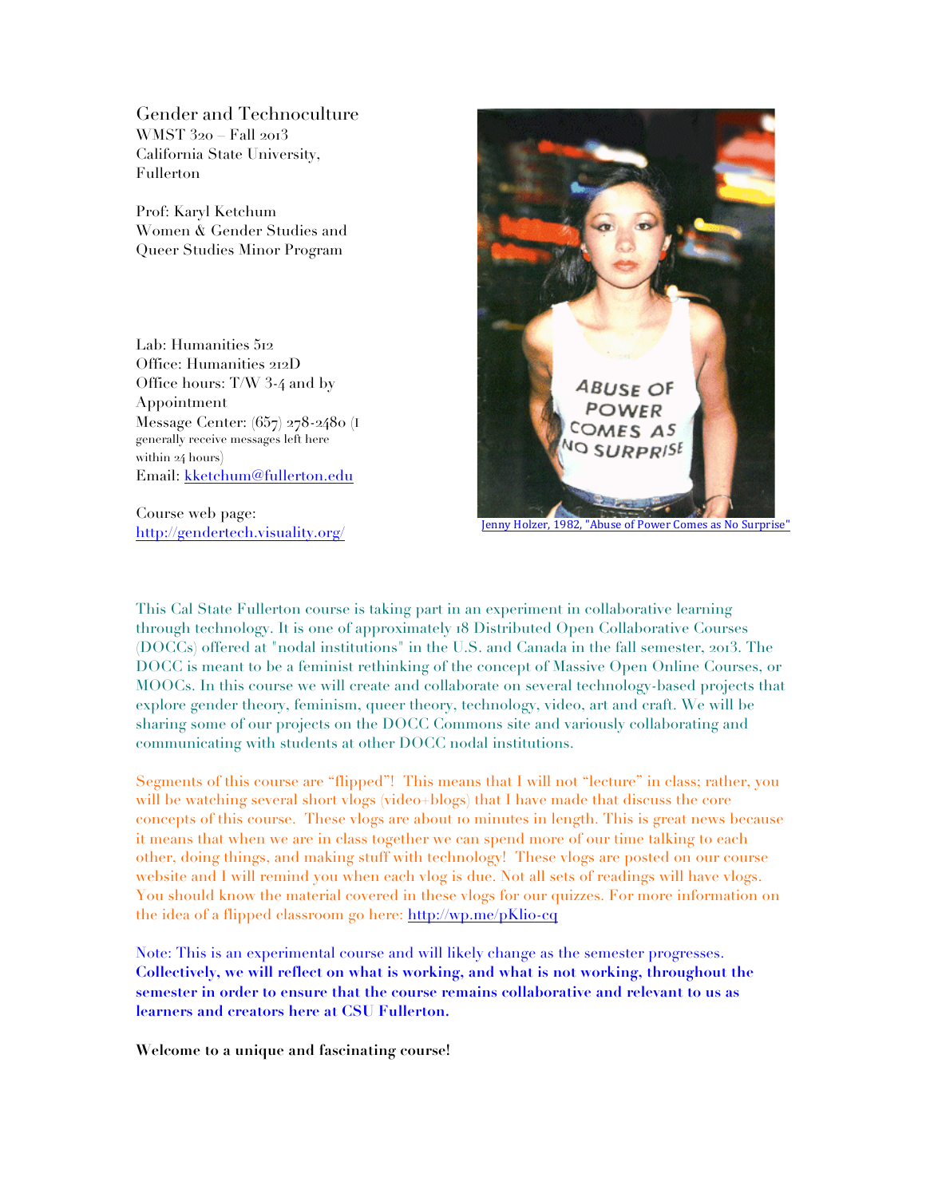# Gender and Technoculture

WMST 320 – Fall 2013
California State University, Fullerton

Prof: Karyl Ketchum
Women & Gender Studies and Queer Studies Minor Program

Lab: Humanities 512
Office: Humanities 212D
Office hours: T/W 3-4 and by Appointment
Message Center: (657) 278-2480 (I generally receive messages left here within 24 hours)
Email: [kketchum@fullerton.edu](mailto:kketchum@fullerton.edu)

Course web page:
[http://gendertech.visuality.org/](http://gendertech.visuality.org/)

Jenny Holzer, 1982, "Abuse of Power Comes as No Surprise"

This Cal State Fullerton course is taking part in an experiment in collaborative learning through technology. It is one of approximately 18 Distributed Open Collaborative Courses (DOCCs) offered at "nodal institutions" in the U.S. and Canada in the fall semester, 2013. The DOCC is meant to be a feminist rethinking of the concept of Massive Open Online Courses, or MOOCs. In this course we will create and collaborate on several technology-based projects that explore gender theory, feminism, queer theory, technology, video, art and craft. We will be sharing some of our projects on the DOCC Commons site and variously collaborating and communicating with students at other DOCC nodal institutions.

Segments of this course are "flipped"! This means that I will not "lecture" in class; rather, you will be watching several short vlogs (video+blogs) that I have made that discuss the core concepts of this course. These vlogs are about 10 minutes in length. This is great news because it means that when we are in class together we can spend more of our time talking to each other, doing things, and making stuff with technology! These vlogs are posted on our course website and I will remind you when each vlog is due. Not all sets of readings will have vlogs. You should know the material covered in these vlogs for our quizzes. For more information on the idea of a flipped classroom go here: [http://wp.me/pKlio-cq](http://wp.me/pKlio-cq)

Note: This is an experimental course and will likely change as the semester progresses. **Collectively, we will reflect on what is working, and what is not working, throughout the semester in order to ensure that the course remains collaborative and relevant to us as learners and creators here at CSU Fullerton.**

**Welcome to a unique and fascinating course!**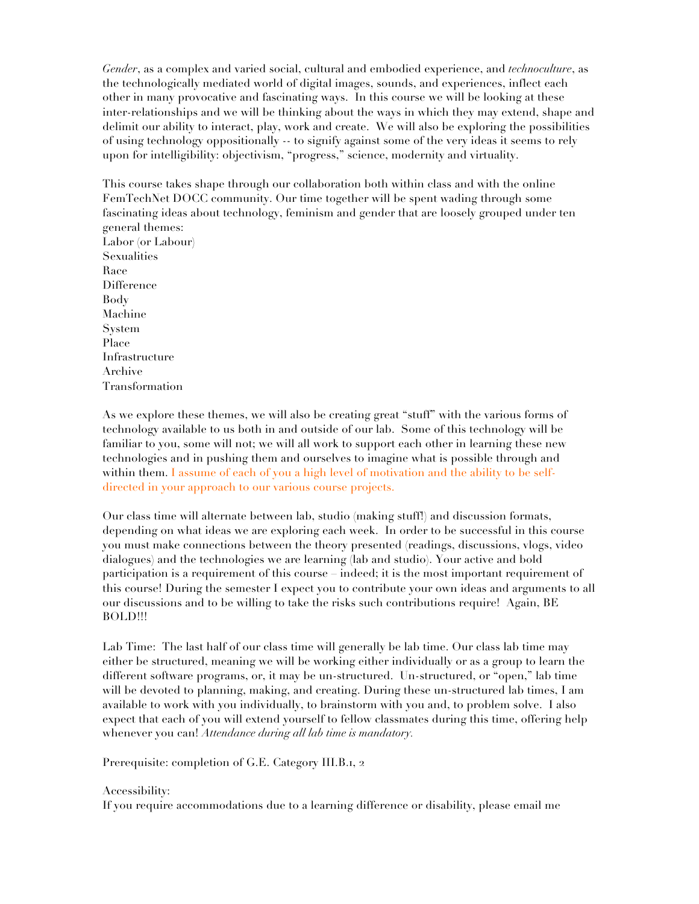*Gender*, as a complex and varied social, cultural and embodied experience, and *technoculture*, as the technologically mediated world of digital images, sounds, and experiences, inflect each other in many provocative and fascinating ways. In this course we will be looking at these inter-relationships and we will be thinking about the ways in which they may extend, shape and delimit our ability to interact, play, work and create. We will also be exploring the possibilities of using technology oppositionally -- to signify against some of the very ideas it seems to rely upon for intelligibility: objectivism, "progress," science, modernity and virtuality.

This course takes shape through our collaboration both within class and with the online FemTechNet DOCC community. Our time together will be spent wading through some fascinating ideas about technology, feminism and gender that are loosely grouped under ten general themes:

Labor (or Labour)
Sexualities
Race
Difference
Body
Machine
System
Place
Infrastructure
Archive
Transformation

As we explore these themes, we will also be creating great "stuff" with the various forms of technology available to us both in and outside of our lab. Some of this technology will be familiar to you, some will not; we will all work to support each other in learning these new technologies and in pushing them and ourselves to imagine what is possible through and within them. I assume of each of you a high level of motivation and the ability to be self-directed in your approach to our various course projects.

Our class time will alternate between lab, studio (making stuff!) and discussion formats, depending on what ideas we are exploring each week. In order to be successful in this course you must make connections between the theory presented (readings, discussions, vlogs, video dialogues) and the technologies we are learning (lab and studio). Your active and bold participation is a requirement of this course – indeed; it is the most important requirement of this course! During the semester I expect you to contribute your own ideas and arguments to all our discussions and to be willing to take the risks such contributions require! Again, BE BOLD!!!

Lab Time: The last half of our class time will generally be lab time. Our class lab time may either be structured, meaning we will be working either individually or as a group to learn the different software programs, or, it may be un-structured. Un-structured, or "open," lab time will be devoted to planning, making, and creating. During these un-structured lab times, I am available to work with you individually, to brainstorm with you and, to problem solve. I also expect that each of you will extend yourself to fellow classmates during this time, offering help whenever you can! *Attendance during all lab time is mandatory.*

Prerequisite: completion of G.E. Category III.B.1, 2

Accessibility:
If you require accommodations due to a learning difference or disability, please email me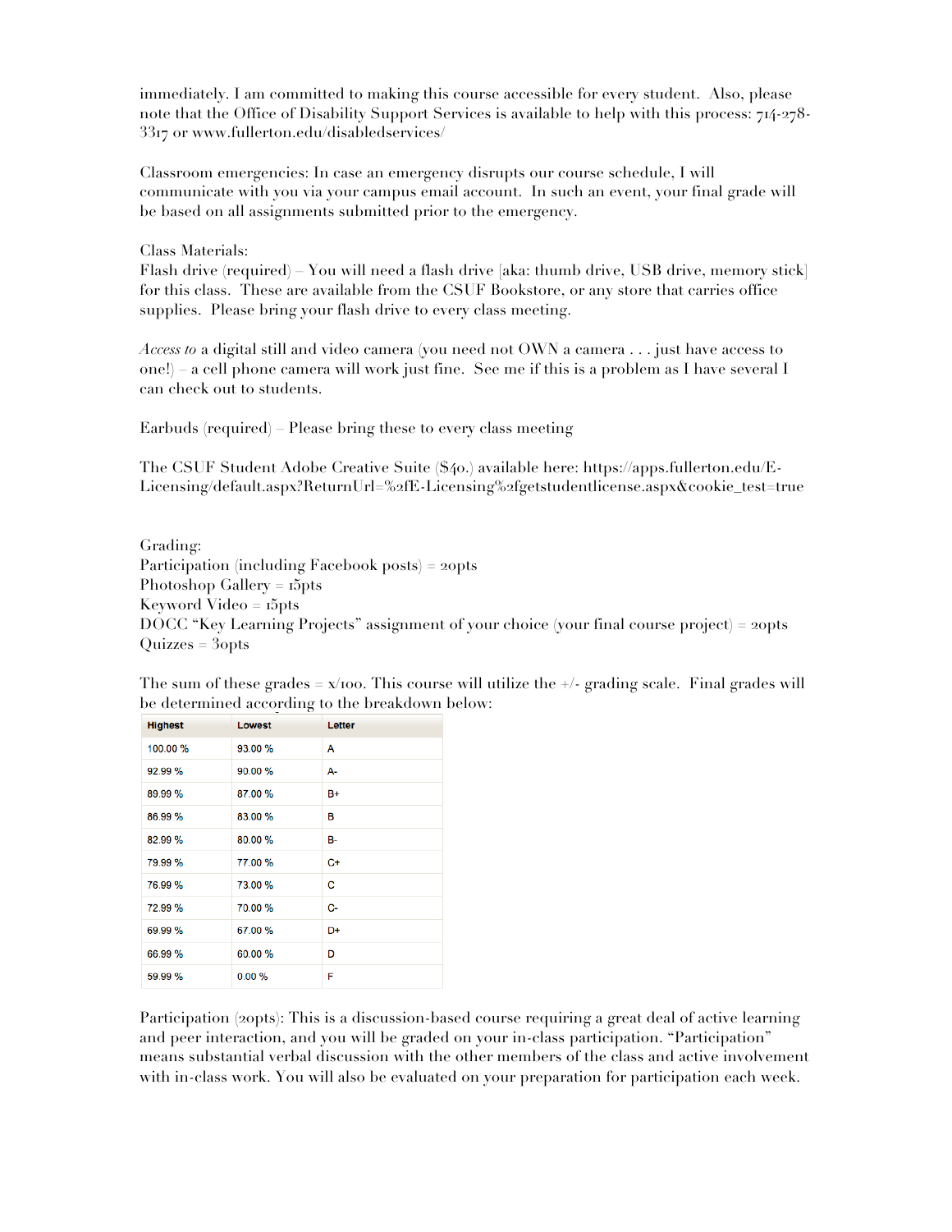immediately. I am committed to making this course accessible for every student. Also, please note that the Office of Disability Support Services is available to help with this process: 714-278-3317 or www.fullerton.edu/disabledservices/

Classroom emergencies: In case an emergency disrupts our course schedule, I will communicate with you via your campus email account. In such an event, your final grade will be based on all assignments submitted prior to the emergency.

Class Materials:
Flash drive (required) – You will need a flash drive [aka: thumb drive, USB drive, memory stick] for this class. These are available from the CSUF Bookstore, or any store that carries office supplies. Please bring your flash drive to every class meeting.

*Access to* a digital still and video camera (you need not OWN a camera . . . just have access to one!) – a cell phone camera will work just fine. See me if this is a problem as I have several I can check out to students.

Earbuds (required) – Please bring these to every class meeting

The CSUF Student Adobe Creative Suite ($40.) available here: https://apps.fullerton.edu/E-Licensing/default.aspx?ReturnUrl=%2fE-Licensing%2fgetstudentlicense.aspx&cookie_test=true

Grading:
Participation (including Facebook posts) = 20pts
Photoshop Gallery = 15pts
Keyword Video = 15pts
DOCC "Key Learning Projects" assignment of your choice (your final course project) = 20pts
Quizzes = 30pts

The sum of these grades = x/100. This course will utilize the +/- grading scale. Final grades will be determined according to the breakdown below:

| Highest | Lowest | Letter |
|---|---|---|
| 100.00 % | 93.00 % | A |
| 92.99 % | 90.00 % | A- |
| 89.99 % | 87.00 % | B+ |
| 86.99 % | 83.00 % | B |
| 82.99 % | 80.00 % | B- |
| 79.99 % | 77.00 % | C+ |
| 76.99 % | 73.00 % | C |
| 72.99 % | 70.00 % | C- |
| 69.99 % | 67.00 % | D+ |
| 66.99 % | 60.00 % | D |
| 59.99 % | 0.00 % | F |

Participation (20pts): This is a discussion-based course requiring a great deal of active learning and peer interaction, and you will be graded on your in-class participation. "Participation" means substantial verbal discussion with the other members of the class and active involvement with in-class work. You will also be evaluated on your preparation for participation each week.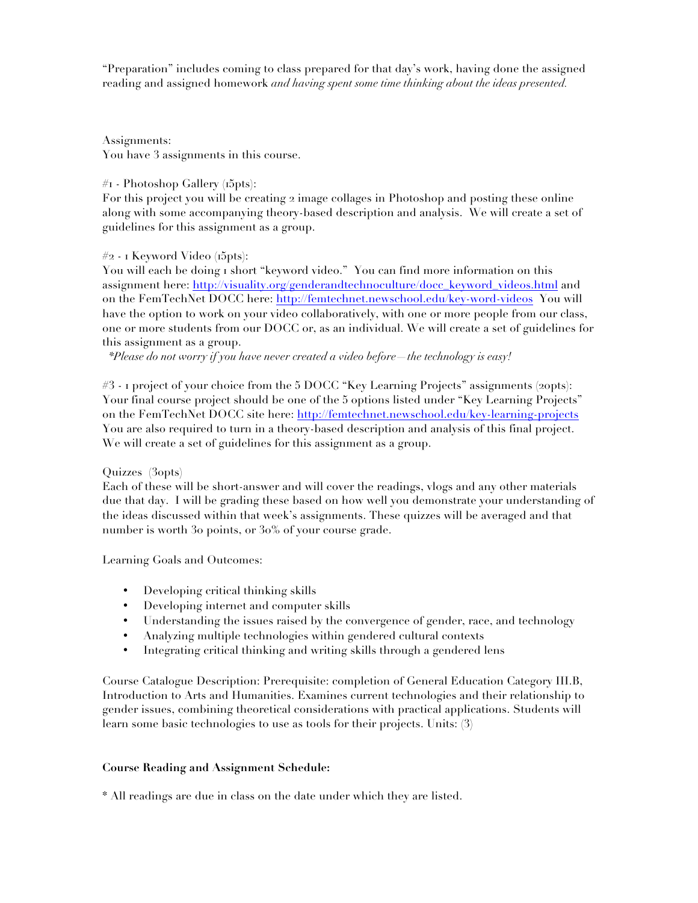"Preparation" includes coming to class prepared for that day's work, having done the assigned reading and assigned homework *and having spent some time thinking about the ideas presented.*

Assignments:
You have 3 assignments in this course.

#1 - Photoshop Gallery (15pts):
For this project you will be creating 2 image collages in Photoshop and posting these online along with some accompanying theory-based description and analysis. We will create a set of guidelines for this assignment as a group.

#2 - 1 Keyword Video (15pts):
You will each be doing 1 short "keyword video." You can find more information on this assignment here: [http://visuality.org/genderandtechnoculture/docc_keyword_videos.html](http://visuality.org/genderandtechnoculture/docc_keyword_videos.html) and on the FemTechNet DOCC here: [http://femtechnet.newschool.edu/key-word-videos](http://femtechnet.newschool.edu/key-word-videos) You will have the option to work on your video collaboratively, with one or more people from our class, one or more students from our DOCC or, as an individual. We will create a set of guidelines for this assignment as a group.
*\*Please do not worry if you have never created a video before—the technology is easy!*

#3 - 1 project of your choice from the 5 DOCC "Key Learning Projects" assignments (20pts):
Your final course project should be one of the 5 options listed under "Key Learning Projects" on the FemTechNet DOCC site here: [http://femtechnet.newschool.edu/key-learning-projects](http://femtechnet.newschool.edu/key-learning-projects) You are also required to turn in a theory-based description and analysis of this final project. We will create a set of guidelines for this assignment as a group.

Quizzes (30pts)
Each of these will be short-answer and will cover the readings, vlogs and any other materials due that day. I will be grading these based on how well you demonstrate your understanding of the ideas discussed within that week's assignments. These quizzes will be averaged and that number is worth 30 points, or 30% of your course grade.

Learning Goals and Outcomes:

- Developing critical thinking skills
- Developing internet and computer skills
- Understanding the issues raised by the convergence of gender, race, and technology
- Analyzing multiple technologies within gendered cultural contexts
- Integrating critical thinking and writing skills through a gendered lens

Course Catalogue Description: Prerequisite: completion of General Education Category III.B, Introduction to Arts and Humanities. Examines current technologies and their relationship to gender issues, combining theoretical considerations with practical applications. Students will learn some basic technologies to use as tools for their projects. Units: (3)

**Course Reading and Assignment Schedule:**

\* All readings are due in class on the date under which they are listed.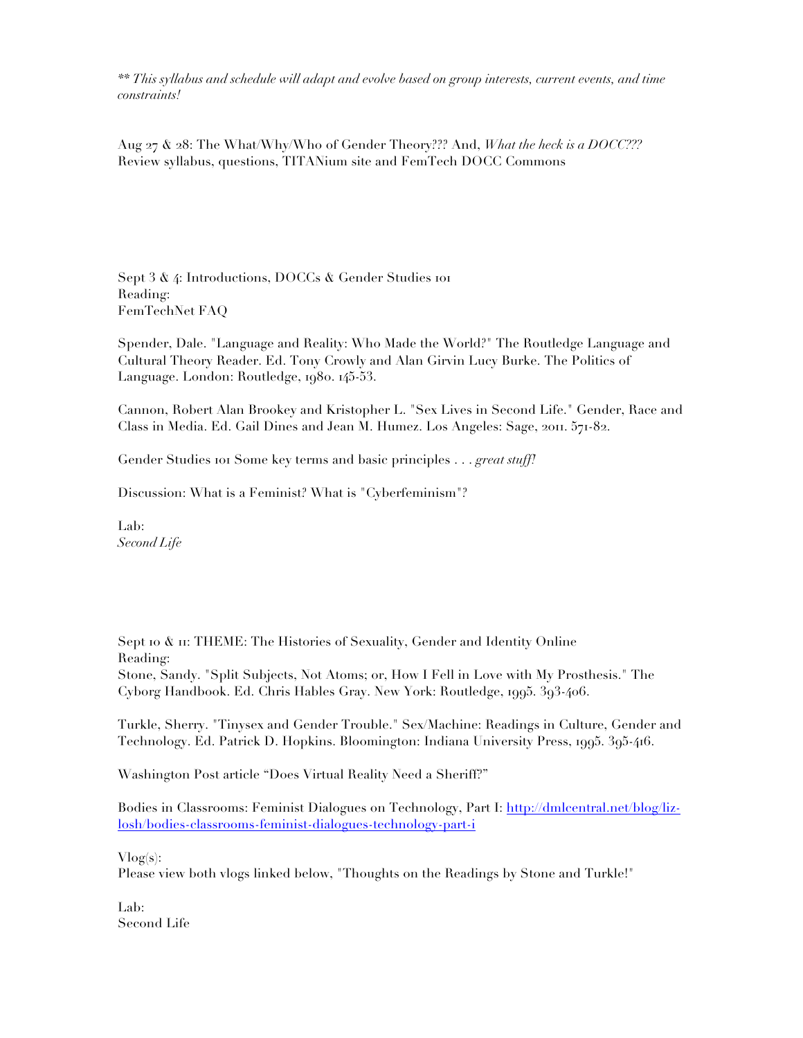*** This syllabus and schedule will adapt and evolve based on group interests, current events, and time constraints!*

Aug 27 & 28: The What/Why/Who of Gender Theory??? And, *What the heck is a DOCC???*
Review syllabus, questions, TITANium site and FemTech DOCC Commons

Sept 3 & 4: Introductions, DOCCs & Gender Studies 101
Reading:
FemTechNet FAQ

Spender, Dale. "Language and Reality: Who Made the World?" The Routledge Language and Cultural Theory Reader. Ed. Tony Crowly and Alan Girvin Lucy Burke. The Politics of Language. London: Routledge, 1980. 145-53.

Cannon, Robert Alan Brookey and Kristopher L. "Sex Lives in Second Life." Gender, Race and Class in Media. Ed. Gail Dines and Jean M. Humez. Los Angeles: Sage, 2011. 571-82.

Gender Studies 101 Some key terms and basic principles . . . *great stuff!*

Discussion: What is a Feminist? What is "Cyberfeminism"?

Lab:
*Second Life*

Sept 10 & 11: THEME: The Histories of Sexuality, Gender and Identity Online
Reading:
Stone, Sandy. "Split Subjects, Not Atoms; or, How I Fell in Love with My Prosthesis." The Cyborg Handbook. Ed. Chris Hables Gray. New York: Routledge, 1995. 393-406.

Turkle, Sherry. "Tinysex and Gender Trouble." Sex/Machine: Readings in Culture, Gender and Technology. Ed. Patrick D. Hopkins. Bloomington: Indiana University Press, 1995. 395-416.

Washington Post article "Does Virtual Reality Need a Sheriff?"

Bodies in Classrooms: Feminist Dialogues on Technology, Part I: [http://dmlcentral.net/blog/liz-losh/bodies-classrooms-feminist-dialogues-technology-part-i](http://dmlcentral.net/blog/liz-losh/bodies-classrooms-feminist-dialogues-technology-part-i)

Vlog(s):
Please view both vlogs linked below, "Thoughts on the Readings by Stone and Turkle!"

Lab:
Second Life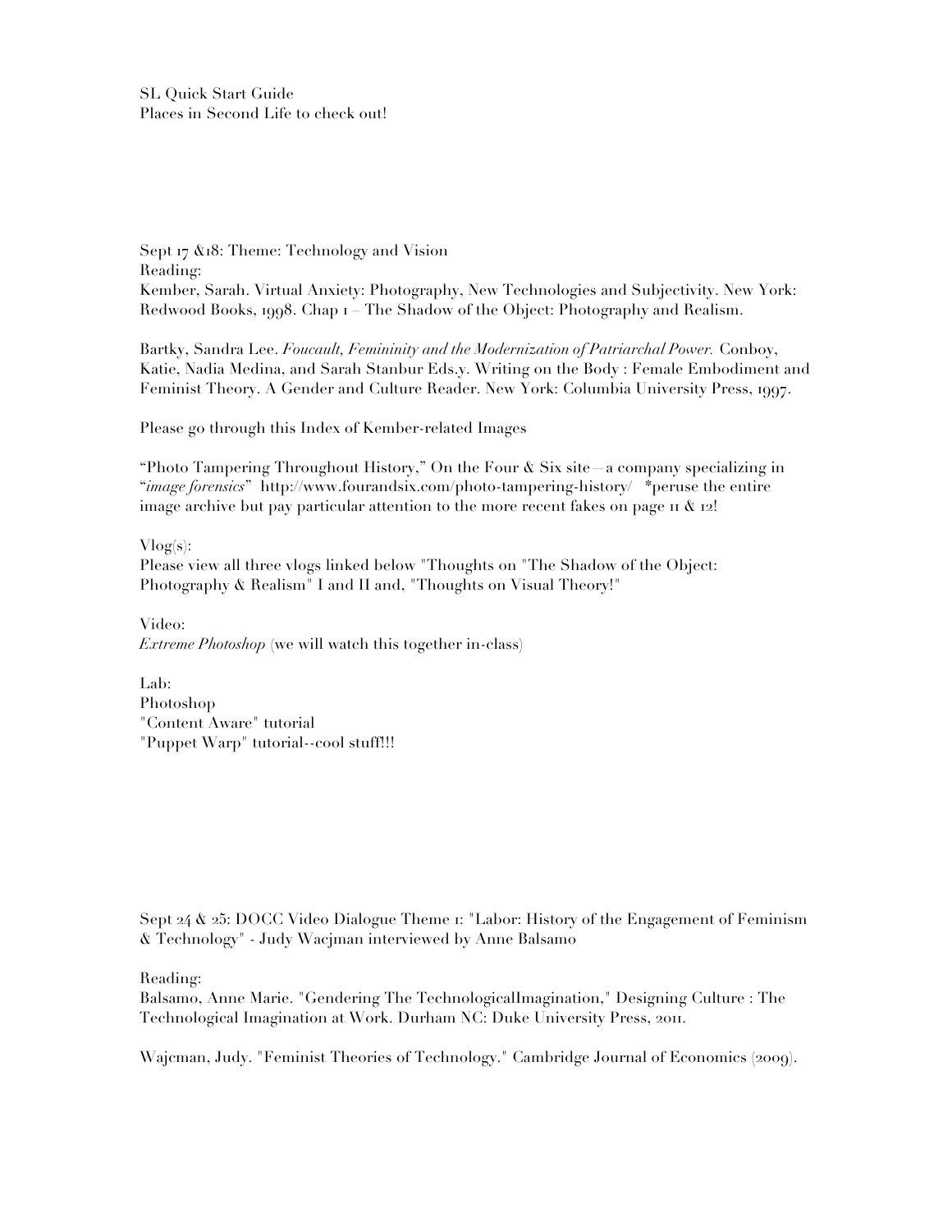SL Quick Start Guide
Places in Second Life to check out!

Sept 17 &18: Theme: Technology and Vision
Reading:
Kember, Sarah. Virtual Anxiety: Photography, New Technologies and Subjectivity. New York: Redwood Books, 1998. Chap 1 – The Shadow of the Object: Photography and Realism.

Bartky, Sandra Lee. *Foucault, Femininity and the Modernization of Patriarchal Power.* Conboy, Katie, Nadia Medina, and Sarah Stanbur Eds.y. Writing on the Body : Female Embodiment and Feminist Theory. A Gender and Culture Reader. New York: Columbia University Press, 1997.

Please go through this Index of Kember-related Images

"Photo Tampering Throughout History," On the Four & Six site—a company specializing in "*image forensics*" http://www.fourandsix.com/photo-tampering-history/ *peruse the entire image archive but pay particular attention to the more recent fakes on page 11 & 12!

Vlog(s):
Please view all three vlogs linked below "Thoughts on "The Shadow of the Object: Photography & Realism" I and II and, "Thoughts on Visual Theory!"

Video:
*Extreme Photoshop* (we will watch this together in-class)

Lab:
Photoshop
"Content Aware" tutorial
"Puppet Warp" tutorial--cool stuff!!!

Sept 24 & 25: DOCC Video Dialogue Theme 1: "Labor: History of the Engagement of Feminism & Technology" - Judy Wacjman interviewed by Anne Balsamo

Reading:
Balsamo, Anne Marie. "Gendering The TechnologicalImagination," Designing Culture : The Technological Imagination at Work. Durham NC: Duke University Press, 2011.

Wajcman, Judy. "Feminist Theories of Technology." Cambridge Journal of Economics (2009).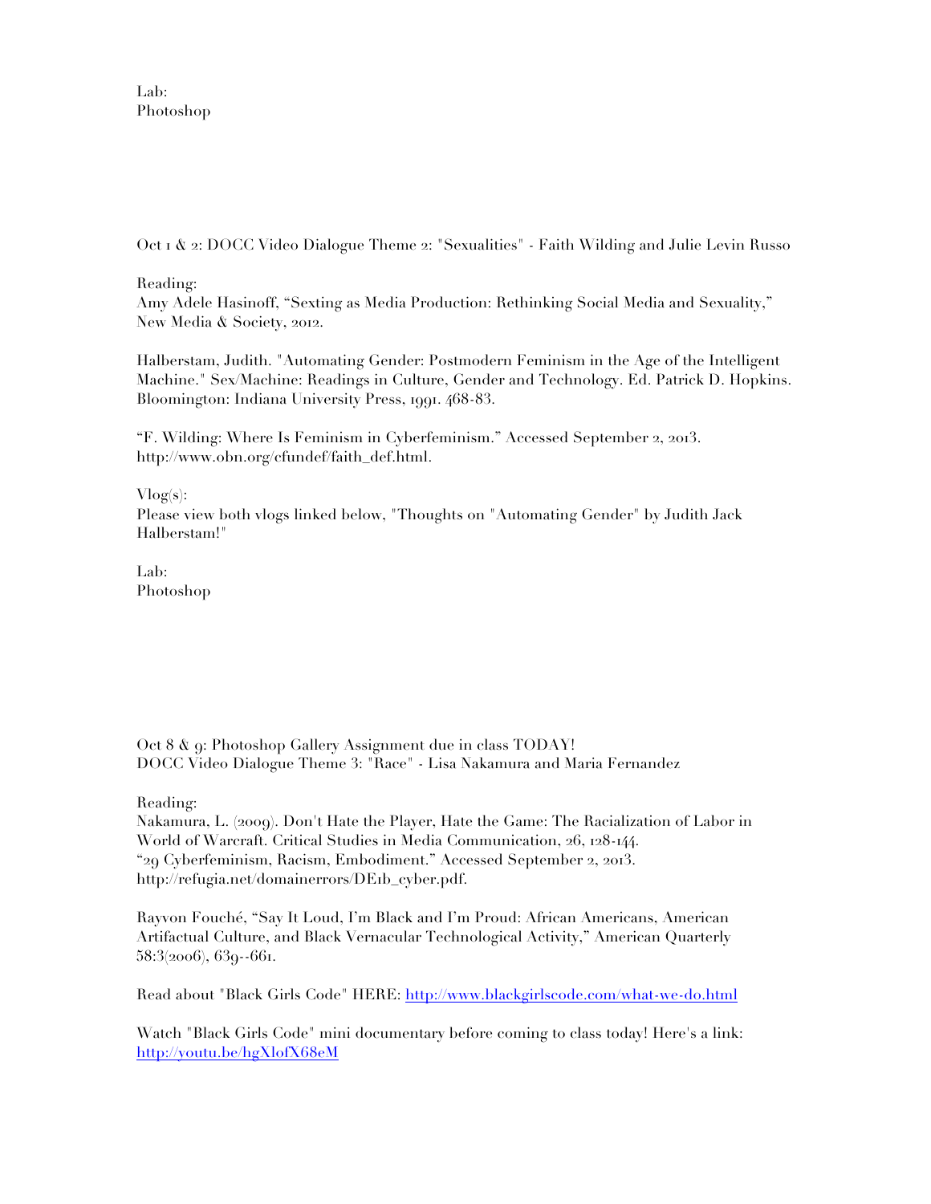Lab:
Photoshop

Oct 1 & 2: DOCC Video Dialogue Theme 2: "Sexualities" - Faith Wilding and Julie Levin Russo

Reading:
Amy Adele Hasinoff, "Sexting as Media Production: Rethinking Social Media and Sexuality," New Media & Society, 2012.

Halberstam, Judith. "Automating Gender: Postmodern Feminism in the Age of the Intelligent Machine." Sex/Machine: Readings in Culture, Gender and Technology. Ed. Patrick D. Hopkins. Bloomington: Indiana University Press, 1991. 468-83.

"F. Wilding: Where Is Feminism in Cyberfeminism." Accessed September 2, 2013. http://www.obn.org/cfundef/faith_def.html.

Vlog(s):
Please view both vlogs linked below, "Thoughts on "Automating Gender" by Judith Jack Halberstam!"

Lab:
Photoshop

Oct 8 & 9: Photoshop Gallery Assignment due in class TODAY!
DOCC Video Dialogue Theme 3: "Race" - Lisa Nakamura and Maria Fernandez

Reading:
Nakamura, L. (2009). Don't Hate the Player, Hate the Game: The Racialization of Labor in World of Warcraft. Critical Studies in Media Communication, 26, 128-144.
"29 Cyberfeminism, Racism, Embodiment." Accessed September 2, 2013. http://refugia.net/domainerrors/DE1b_cyber.pdf.

Rayvon Fouché, "Say It Loud, I'm Black and I'm Proud: African Americans, American Artifactual Culture, and Black Vernacular Technological Activity," American Quarterly 58:3(2006), 639--661.

Read about "Black Girls Code" HERE: [http://www.blackgirlscode.com/what-we-do.html](http://www.blackgirlscode.com/what-we-do.html)

Watch "Black Girls Code" mini documentary before coming to class today! Here's a link: [http://youtu.be/hgXlofX68eM](http://youtu.be/hgXlofX68eM)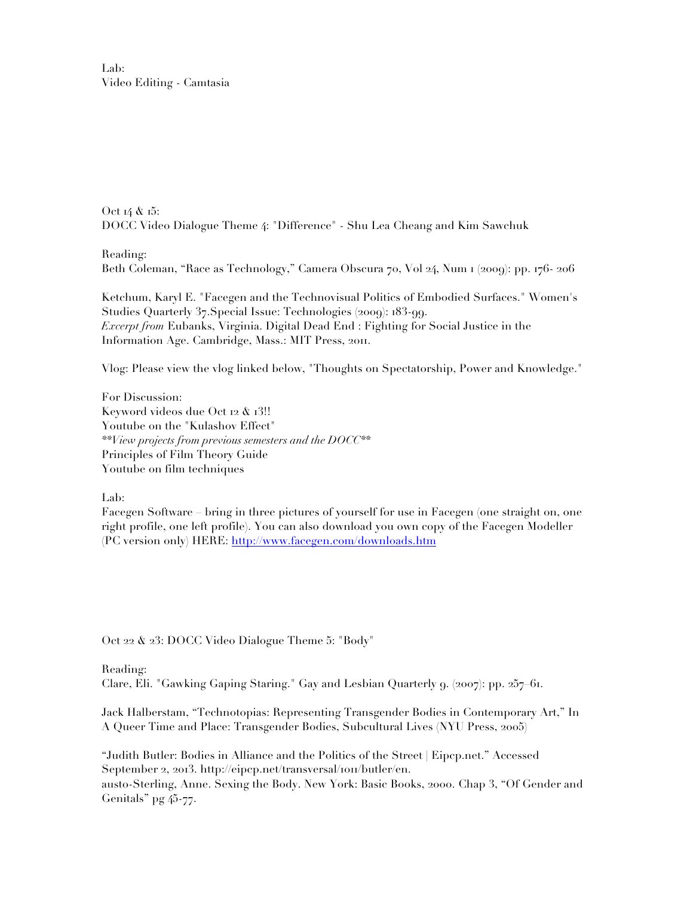Lab:
Video Editing - Camtasia

Oct 14 & 15:
DOCC Video Dialogue Theme 4: "Difference" - Shu Lea Cheang and Kim Sawchuk

Reading:
Beth Coleman, "Race as Technology," Camera Obscura 70, Vol 24, Num 1 (2009): pp. 176- 206

Ketchum, Karyl E. "Facegen and the Technovisual Politics of Embodied Surfaces." Women's Studies Quarterly 37.Special Issue: Technologies (2009): 183-99.
*Excerpt from* Eubanks, Virginia. Digital Dead End : Fighting for Social Justice in the Information Age. Cambridge, Mass.: MIT Press, 2011.

Vlog: Please view the vlog linked below, "Thoughts on Spectatorship, Power and Knowledge."

For Discussion:
Keyword videos due Oct 12 & 13!!
Youtube on the "Kulashov Effect"
***View projects from previous semesters and the DOCC***
Principles of Film Theory Guide
Youtube on film techniques

Lab:
Facegen Software – bring in three pictures of yourself for use in Facegen (one straight on, one right profile, one left profile). You can also download you own copy of the Facegen Modeller (PC version only) HERE: [http://www.facegen.com/downloads.htm](http://www.facegen.com/downloads.htm)

Oct 22 & 23: DOCC Video Dialogue Theme 5: "Body"

Reading:
Clare, Eli. "Gawking Gaping Staring." Gay and Lesbian Quarterly 9. (2007): pp. 257–61.

Jack Halberstam, "Technotopias: Representing Transgender Bodies in Contemporary Art," In A Queer Time and Place: Transgender Bodies, Subcultural Lives (NYU Press, 2005)

"Judith Butler: Bodies in Alliance and the Politics of the Street | Eipcp.net." Accessed September 2, 2013. http://eipcp.net/transversal/1011/butler/en.
austo-Sterling, Anne. Sexing the Body. New York: Basic Books, 2000. Chap 3, "Of Gender and Genitals" pg 45-77.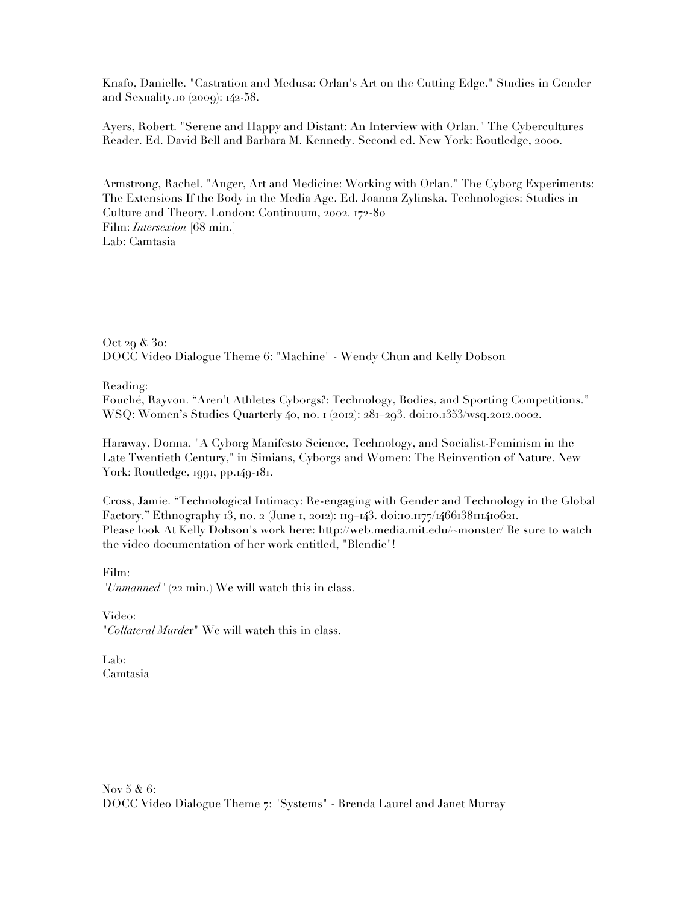Knafo, Danielle. "Castration and Medusa: Orlan's Art on the Cutting Edge." Studies in Gender and Sexuality.10 (2009): 142-58.

Ayers, Robert. "Serene and Happy and Distant: An Interview with Orlan." The Cybercultures Reader. Ed. David Bell and Barbara M. Kennedy. Second ed. New York: Routledge, 2000.

Armstrong, Rachel. "Anger, Art and Medicine: Working with Orlan." The Cyborg Experiments: The Extensions If the Body in the Media Age. Ed. Joanna Zylinska. Technologies: Studies in Culture and Theory. London: Continuum, 2002. 172-80
Film: *Intersexion* [68 min.]
Lab: Camtasia

Oct 29 & 30:
DOCC Video Dialogue Theme 6: "Machine" - Wendy Chun and Kelly Dobson

Reading:
Fouché, Rayvon. "Aren't Athletes Cyborgs?: Technology, Bodies, and Sporting Competitions." WSQ: Women's Studies Quarterly 40, no. 1 (2012): 281–293. doi:10.1353/wsq.2012.0002.

Haraway, Donna. "A Cyborg Manifesto Science, Technology, and Socialist-Feminism in the Late Twentieth Century," in Simians, Cyborgs and Women: The Reinvention of Nature. New York: Routledge, 1991, pp.149-181.

Cross, Jamie. "Technological Intimacy: Re-engaging with Gender and Technology in the Global Factory." Ethnography 13, no. 2 (June 1, 2012): 119–143. doi:10.1177/1466138111410621.
Please look At Kelly Dobson's work here: http://web.media.mit.edu/~monster/ Be sure to watch the video documentation of her work entitled, "Blendie"!

Film:
*"Unmanned"* (22 min.) We will watch this in class.

Video:
"*Collateral Murde*r" We will watch this in class.

Lab:
Camtasia

Nov 5 & 6:
DOCC Video Dialogue Theme 7: "Systems" - Brenda Laurel and Janet Murray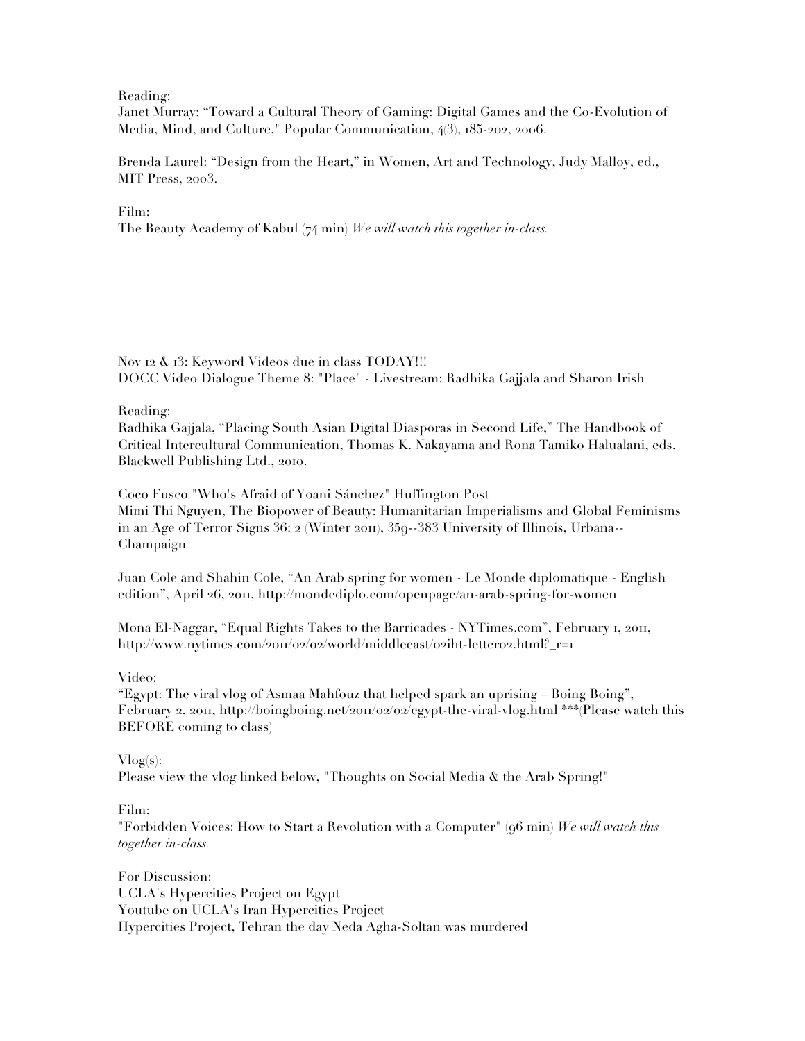Reading:
Janet Murray: "Toward a Cultural Theory of Gaming: Digital Games and the Co-Evolution of Media, Mind, and Culture," Popular Communication, 4(3), 185-202, 2006.

Brenda Laurel: "Design from the Heart," in Women, Art and Technology, Judy Malloy, ed., MIT Press, 2003.

Film:
The Beauty Academy of Kabul (74 min) *We will watch this together in-class.*

Nov 12 & 13: Keyword Videos due in class TODAY!!!
DOCC Video Dialogue Theme 8: "Place" - Livestream: Radhika Gajjala and Sharon Irish

Reading:
Radhika Gajjala, "Placing South Asian Digital Diasporas in Second Life," The Handbook of Critical Intercultural Communication, Thomas K. Nakayama and Rona Tamiko Halualani, eds. Blackwell Publishing Ltd., 2010.

Coco Fusco "Who's Afraid of Yoani Sánchez" Huffington Post
Mimi Thi Nguyen, The Biopower of Beauty: Humanitarian Imperialisms and Global Feminisms in an Age of Terror Signs 36: 2 (Winter 2011), 359--383 University of Illinois, Urbana--Champaign

Juan Cole and Shahin Cole, "An Arab spring for women - Le Monde diplomatique - English edition", April 26, 2011, http://mondediplo.com/openpage/an-arab-spring-for-women

Mona El-Naggar, "Equal Rights Takes to the Barricades - NYTimes.com", February 1, 2011, http://www.nytimes.com/2011/02/02/world/middleeast/02iht-letter02.html?_r=1

Video:
"Egypt: The viral vlog of Asmaa Mahfouz that helped spark an uprising – Boing Boing", February 2, 2011, http://boingboing.net/2011/02/02/egypt-the-viral-vlog.html ***(Please watch this BEFORE coming to class)

Vlog(s):
Please view the vlog linked below, "Thoughts on Social Media & the Arab Spring!"

Film:
"Forbidden Voices: How to Start a Revolution with a Computer" (96 min) *We will watch this together in-class.*

For Discussion:
UCLA's Hypercities Project on Egypt
Youtube on UCLA's Iran Hypercities Project
Hypercities Project, Tehran the day Neda Agha-Soltan was murdered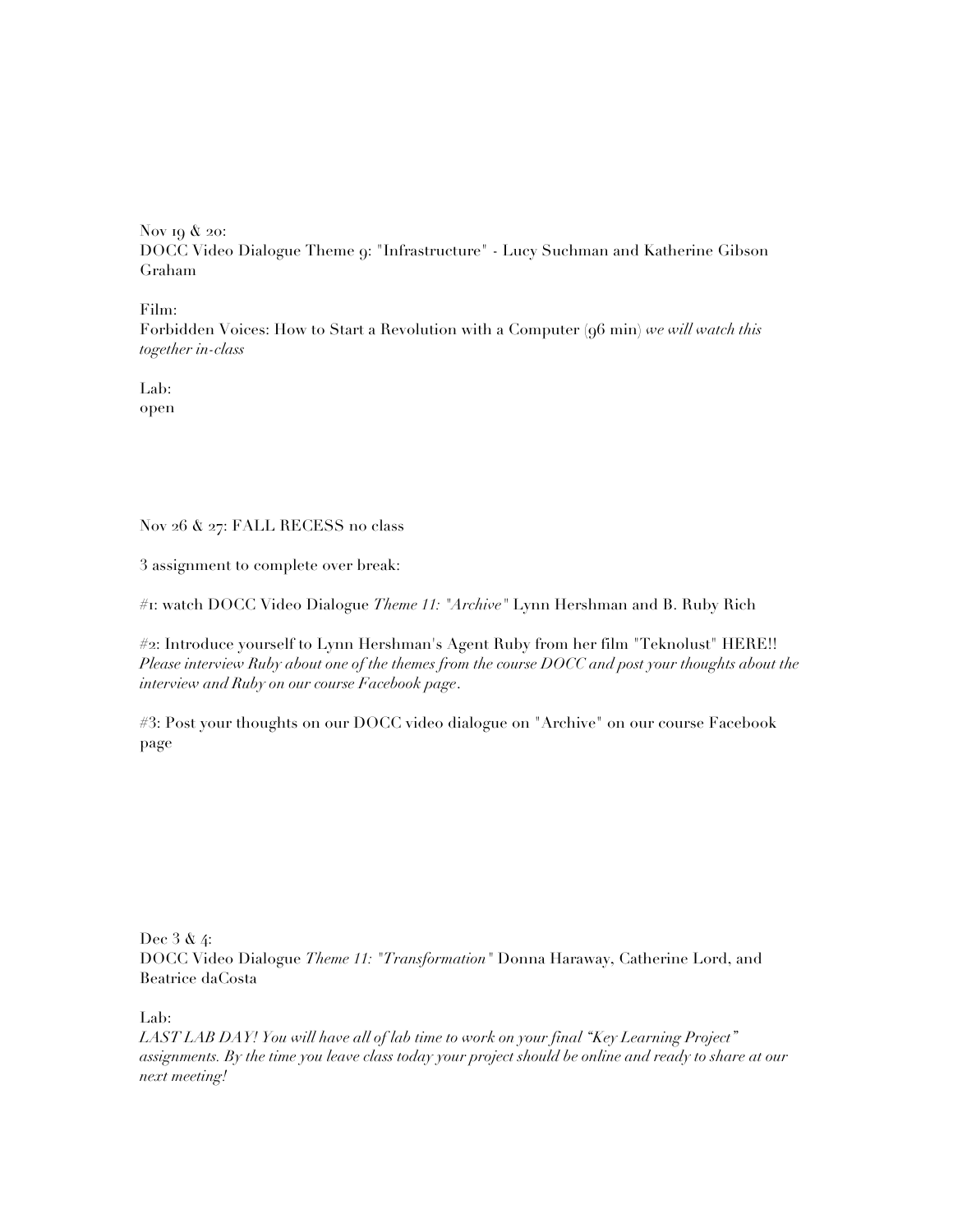Nov 19 & 20:
DOCC Video Dialogue Theme 9: "Infrastructure" - Lucy Suchman and Katherine Gibson Graham

Film:
Forbidden Voices: How to Start a Revolution with a Computer (96 min) *we will watch this together in-class*

Lab:
open

Nov 26 & 27: FALL RECESS no class

3 assignment to complete over break:

#1: watch DOCC Video Dialogue *Theme 11: "Archive"* Lynn Hershman and B. Ruby Rich

#2: Introduce yourself to Lynn Hershman's Agent Ruby from her film "Teknolust" HERE!! *Please interview Ruby about one of the themes from the course DOCC and post your thoughts about the interview and Ruby on our course Facebook page*.

#3: Post your thoughts on our DOCC video dialogue on "Archive" on our course Facebook page

Dec 3 & 4:
DOCC Video Dialogue *Theme 11: "Transformation"* Donna Haraway, Catherine Lord, and Beatrice daCosta

Lab:
*LAST LAB DAY! You will have all of lab time to work on your final "Key Learning Project" assignments. By the time you leave class today your project should be online and ready to share at our next meeting!*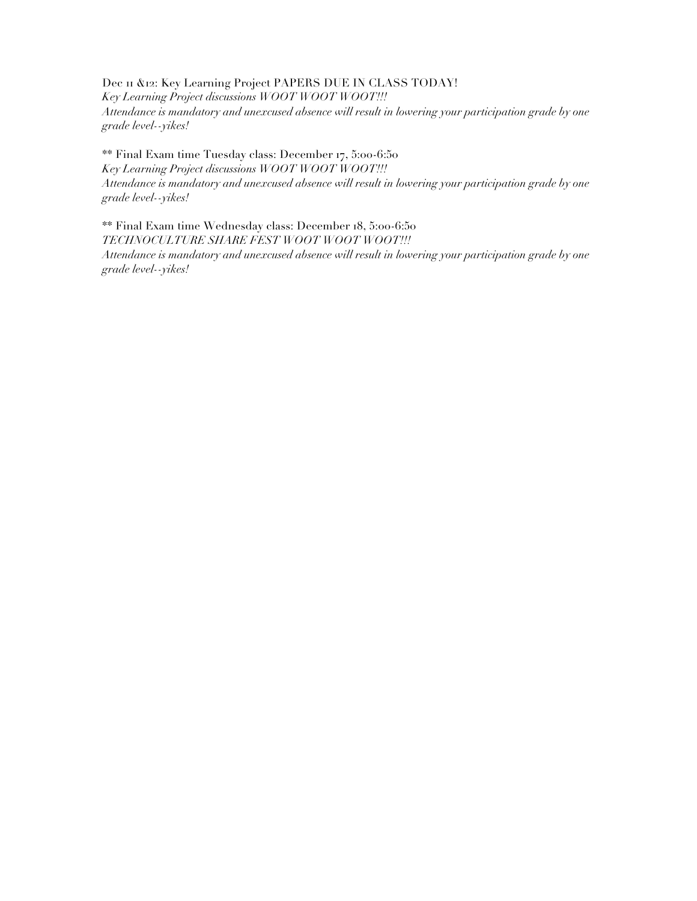Dec 11 &12: Key Learning Project PAPERS DUE IN CLASS TODAY!
*Key Learning Project discussions WOOT WOOT WOOT!!!*
*Attendance is mandatory and unexcused absence will result in lowering your participation grade by one grade level--yikes!*

** Final Exam time Tuesday class: December 17, 5:00-6:50
*Key Learning Project discussions WOOT WOOT WOOT!!!*
*Attendance is mandatory and unexcused absence will result in lowering your participation grade by one grade level--yikes!*

** Final Exam time Wednesday class: December 18, 5:00-6:50
*TECHNOCULTURE SHARE FEST WOOT WOOT WOOT!!!*
*Attendance is mandatory and unexcused absence will result in lowering your participation grade by one grade level--yikes!*